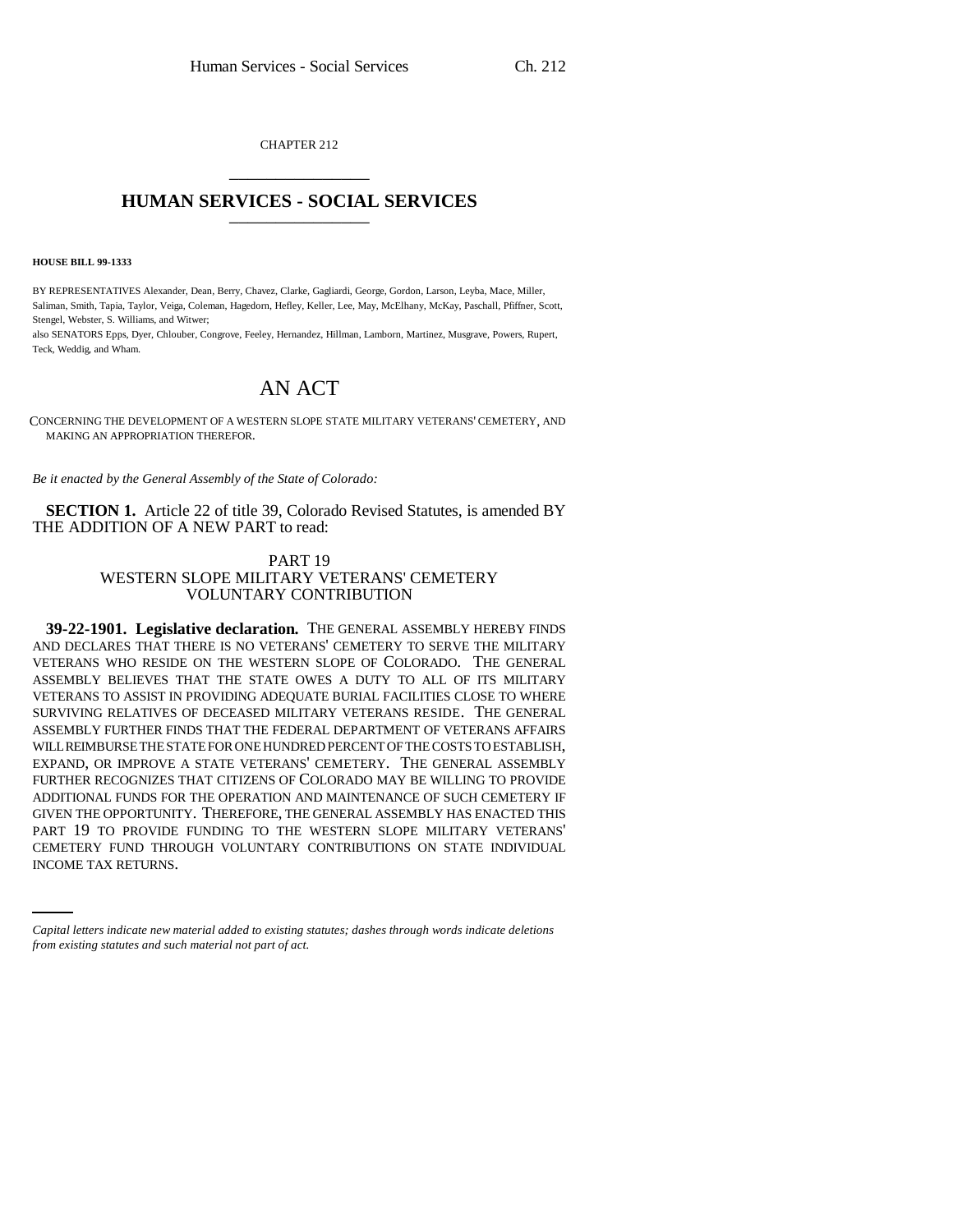CHAPTER 212

# HUMAN SERVICES - SOCIAL SERVICES

**HOUSE BILL 99-1333**

BY REPRESENTATIVES Alexander, Dean, Berry, Chavez, Clarke, Gagliardi, George, Gordon, Larson, Leyba, Mace, Miller, Saliman, Smith, Tapia, Taylor, Veiga, Coleman, Hagedorn, Hefley, Keller, Lee, May, McElhany, McKay, Paschall, Pfiffner, Scott, Stengel, Webster, S. Williams, and Witwer;
also SENATORS Epps, Dyer, Chlouber, Congrove, Feeley, Hernandez, Hillman, Lamborn, Martinez, Musgrave, Powers, Rupert, Teck, Weddig, and Wham.

# AN ACT

CONCERNING THE DEVELOPMENT OF A WESTERN SLOPE STATE MILITARY VETERANS' CEMETERY, AND MAKING AN APPROPRIATION THEREFOR.

*Be it enacted by the General Assembly of the State of Colorado:*

**SECTION 1.** Article 22 of title 39, Colorado Revised Statutes, is amended BY THE ADDITION OF A NEW PART to read:

PART 19
WESTERN SLOPE MILITARY VETERANS' CEMETERY
VOLUNTARY CONTRIBUTION

**39-22-1901. Legislative declaration.** THE GENERAL ASSEMBLY HEREBY FINDS AND DECLARES THAT THERE IS NO VETERANS' CEMETERY TO SERVE THE MILITARY VETERANS WHO RESIDE ON THE WESTERN SLOPE OF COLORADO. THE GENERAL ASSEMBLY BELIEVES THAT THE STATE OWES A DUTY TO ALL OF ITS MILITARY VETERANS TO ASSIST IN PROVIDING ADEQUATE BURIAL FACILITIES CLOSE TO WHERE SURVIVING RELATIVES OF DECEASED MILITARY VETERANS RESIDE. THE GENERAL ASSEMBLY FURTHER FINDS THAT THE FEDERAL DEPARTMENT OF VETERANS AFFAIRS WILL REIMBURSE THE STATE FOR ONE HUNDRED PERCENT OF THE COSTS TO ESTABLISH, EXPAND, OR IMPROVE A STATE VETERANS' CEMETERY. THE GENERAL ASSEMBLY FURTHER RECOGNIZES THAT CITIZENS OF COLORADO MAY BE WILLING TO PROVIDE ADDITIONAL FUNDS FOR THE OPERATION AND MAINTENANCE OF SUCH CEMETERY IF GIVEN THE OPPORTUNITY. THEREFORE, THE GENERAL ASSEMBLY HAS ENACTED THIS PART 19 TO PROVIDE FUNDING TO THE WESTERN SLOPE MILITARY VETERANS' CEMETERY FUND THROUGH VOLUNTARY CONTRIBUTIONS ON STATE INDIVIDUAL INCOME TAX RETURNS.

*Capital letters indicate new material added to existing statutes; dashes through words indicate deletions from existing statutes and such material not part of act.*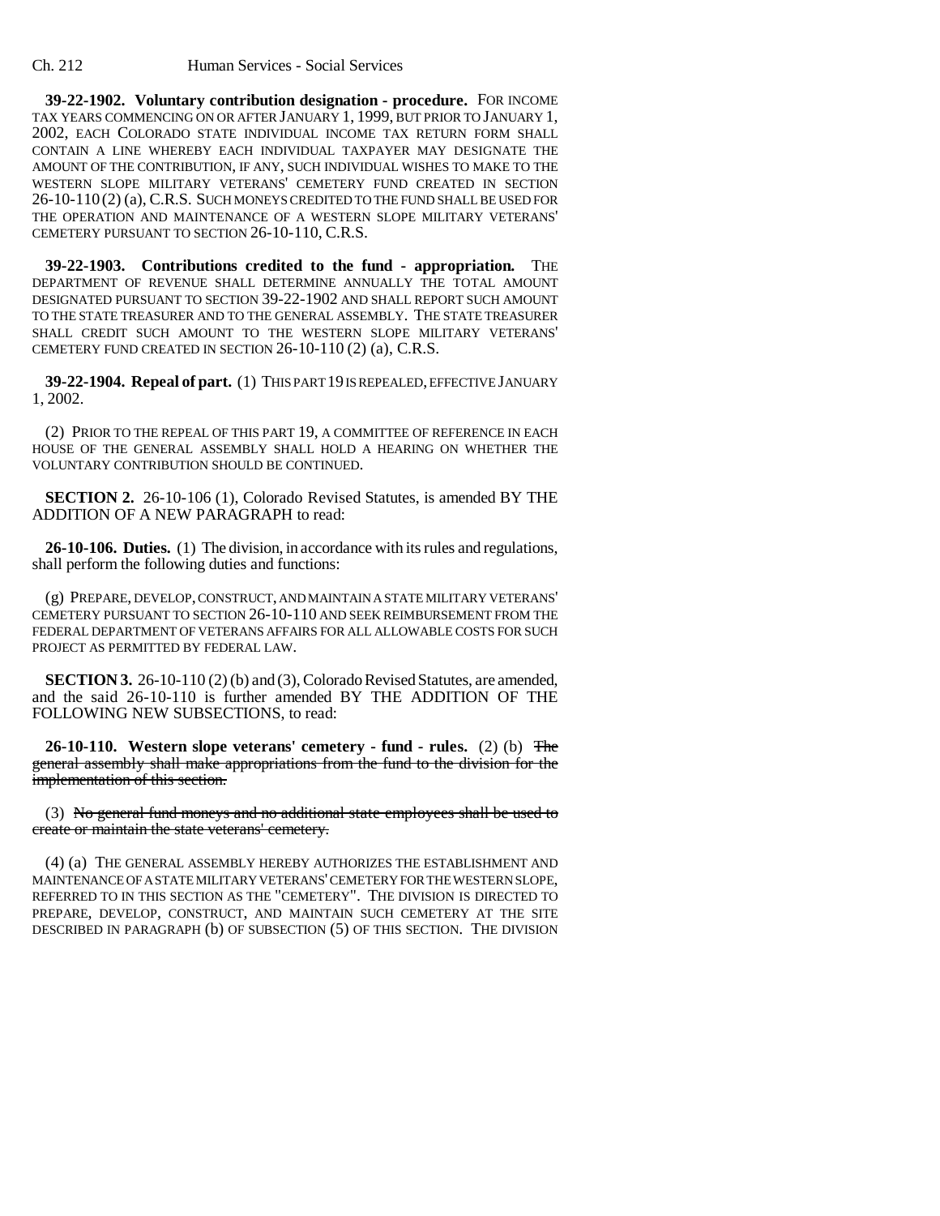**39-22-1902. Voluntary contribution designation - procedure.** FOR INCOME TAX YEARS COMMENCING ON OR AFTER JANUARY 1, 1999, BUT PRIOR TO JANUARY 1, 2002, EACH COLORADO STATE INDIVIDUAL INCOME TAX RETURN FORM SHALL CONTAIN A LINE WHEREBY EACH INDIVIDUAL TAXPAYER MAY DESIGNATE THE AMOUNT OF THE CONTRIBUTION, IF ANY, SUCH INDIVIDUAL WISHES TO MAKE TO THE WESTERN SLOPE MILITARY VETERANS' CEMETERY FUND CREATED IN SECTION 26-10-110 (2) (a), C.R.S. SUCH MONEYS CREDITED TO THE FUND SHALL BE USED FOR THE OPERATION AND MAINTENANCE OF A WESTERN SLOPE MILITARY VETERANS' CEMETERY PURSUANT TO SECTION 26-10-110, C.R.S.

**39-22-1903. Contributions credited to the fund - appropriation.** THE DEPARTMENT OF REVENUE SHALL DETERMINE ANNUALLY THE TOTAL AMOUNT DESIGNATED PURSUANT TO SECTION 39-22-1902 AND SHALL REPORT SUCH AMOUNT TO THE STATE TREASURER AND TO THE GENERAL ASSEMBLY. THE STATE TREASURER SHALL CREDIT SUCH AMOUNT TO THE WESTERN SLOPE MILITARY VETERANS' CEMETERY FUND CREATED IN SECTION 26-10-110 (2) (a), C.R.S.

**39-22-1904. Repeal of part.** (1) THIS PART 19 IS REPEALED, EFFECTIVE JANUARY 1, 2002.

(2) PRIOR TO THE REPEAL OF THIS PART 19, A COMMITTEE OF REFERENCE IN EACH HOUSE OF THE GENERAL ASSEMBLY SHALL HOLD A HEARING ON WHETHER THE VOLUNTARY CONTRIBUTION SHOULD BE CONTINUED.

**SECTION 2.** 26-10-106 (1), Colorado Revised Statutes, is amended BY THE ADDITION OF A NEW PARAGRAPH to read:

**26-10-106. Duties.** (1) The division, in accordance with its rules and regulations, shall perform the following duties and functions:

(g) PREPARE, DEVELOP, CONSTRUCT, AND MAINTAIN A STATE MILITARY VETERANS' CEMETERY PURSUANT TO SECTION 26-10-110 AND SEEK REIMBURSEMENT FROM THE FEDERAL DEPARTMENT OF VETERANS AFFAIRS FOR ALL ALLOWABLE COSTS FOR SUCH PROJECT AS PERMITTED BY FEDERAL LAW.

**SECTION 3.** 26-10-110 (2) (b) and (3), Colorado Revised Statutes, are amended, and the said 26-10-110 is further amended BY THE ADDITION OF THE FOLLOWING NEW SUBSECTIONS, to read:

**26-10-110. Western slope veterans' cemetery - fund - rules.** (2) (b) ~~The general assembly shall make appropriations from the fund to the division for the implementation of this section.~~

(3) ~~No general fund moneys and no additional state employees shall be used to create or maintain the state veterans' cemetery.~~

(4) (a) THE GENERAL ASSEMBLY HEREBY AUTHORIZES THE ESTABLISHMENT AND MAINTENANCE OF A STATE MILITARY VETERANS' CEMETERY FOR THE WESTERN SLOPE, REFERRED TO IN THIS SECTION AS THE "CEMETERY". THE DIVISION IS DIRECTED TO PREPARE, DEVELOP, CONSTRUCT, AND MAINTAIN SUCH CEMETERY AT THE SITE DESCRIBED IN PARAGRAPH (b) OF SUBSECTION (5) OF THIS SECTION. THE DIVISION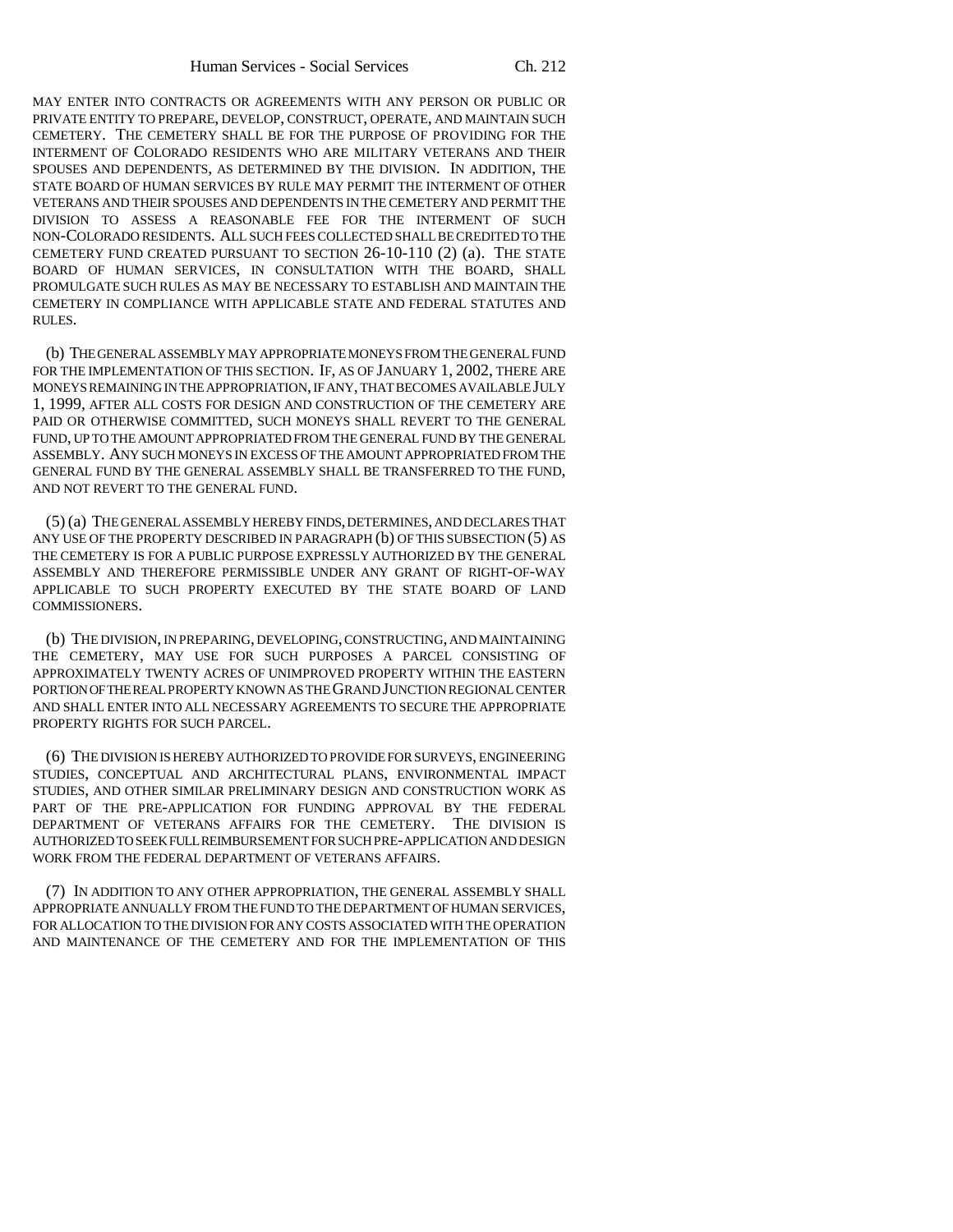MAY ENTER INTO CONTRACTS OR AGREEMENTS WITH ANY PERSON OR PUBLIC OR PRIVATE ENTITY TO PREPARE, DEVELOP, CONSTRUCT, OPERATE, AND MAINTAIN SUCH CEMETERY. THE CEMETERY SHALL BE FOR THE PURPOSE OF PROVIDING FOR THE INTERMENT OF COLORADO RESIDENTS WHO ARE MILITARY VETERANS AND THEIR SPOUSES AND DEPENDENTS, AS DETERMINED BY THE DIVISION. IN ADDITION, THE STATE BOARD OF HUMAN SERVICES BY RULE MAY PERMIT THE INTERMENT OF OTHER VETERANS AND THEIR SPOUSES AND DEPENDENTS IN THE CEMETERY AND PERMIT THE DIVISION TO ASSESS A REASONABLE FEE FOR THE INTERMENT OF SUCH NON-COLORADO RESIDENTS. ALL SUCH FEES COLLECTED SHALL BE CREDITED TO THE CEMETERY FUND CREATED PURSUANT TO SECTION 26-10-110 (2) (a). THE STATE BOARD OF HUMAN SERVICES, IN CONSULTATION WITH THE BOARD, SHALL PROMULGATE SUCH RULES AS MAY BE NECESSARY TO ESTABLISH AND MAINTAIN THE CEMETERY IN COMPLIANCE WITH APPLICABLE STATE AND FEDERAL STATUTES AND RULES.

(b) THE GENERAL ASSEMBLY MAY APPROPRIATE MONEYS FROM THE GENERAL FUND FOR THE IMPLEMENTATION OF THIS SECTION. IF, AS OF JANUARY 1, 2002, THERE ARE MONEYS REMAINING IN THE APPROPRIATION, IF ANY, THAT BECOMES AVAILABLE JULY 1, 1999, AFTER ALL COSTS FOR DESIGN AND CONSTRUCTION OF THE CEMETERY ARE PAID OR OTHERWISE COMMITTED, SUCH MONEYS SHALL REVERT TO THE GENERAL FUND, UP TO THE AMOUNT APPROPRIATED FROM THE GENERAL FUND BY THE GENERAL ASSEMBLY. ANY SUCH MONEYS IN EXCESS OF THE AMOUNT APPROPRIATED FROM THE GENERAL FUND BY THE GENERAL ASSEMBLY SHALL BE TRANSFERRED TO THE FUND, AND NOT REVERT TO THE GENERAL FUND.

(5) (a) THE GENERAL ASSEMBLY HEREBY FINDS, DETERMINES, AND DECLARES THAT ANY USE OF THE PROPERTY DESCRIBED IN PARAGRAPH (b) OF THIS SUBSECTION (5) AS THE CEMETERY IS FOR A PUBLIC PURPOSE EXPRESSLY AUTHORIZED BY THE GENERAL ASSEMBLY AND THEREFORE PERMISSIBLE UNDER ANY GRANT OF RIGHT-OF-WAY APPLICABLE TO SUCH PROPERTY EXECUTED BY THE STATE BOARD OF LAND COMMISSIONERS.

(b) THE DIVISION, IN PREPARING, DEVELOPING, CONSTRUCTING, AND MAINTAINING THE CEMETERY, MAY USE FOR SUCH PURPOSES A PARCEL CONSISTING OF APPROXIMATELY TWENTY ACRES OF UNIMPROVED PROPERTY WITHIN THE EASTERN PORTION OF THE REAL PROPERTY KNOWN AS THE GRAND JUNCTION REGIONAL CENTER AND SHALL ENTER INTO ALL NECESSARY AGREEMENTS TO SECURE THE APPROPRIATE PROPERTY RIGHTS FOR SUCH PARCEL.

(6) THE DIVISION IS HEREBY AUTHORIZED TO PROVIDE FOR SURVEYS, ENGINEERING STUDIES, CONCEPTUAL AND ARCHITECTURAL PLANS, ENVIRONMENTAL IMPACT STUDIES, AND OTHER SIMILAR PRELIMINARY DESIGN AND CONSTRUCTION WORK AS PART OF THE PRE-APPLICATION FOR FUNDING APPROVAL BY THE FEDERAL DEPARTMENT OF VETERANS AFFAIRS FOR THE CEMETERY. THE DIVISION IS AUTHORIZED TO SEEK FULL REIMBURSEMENT FOR SUCH PRE-APPLICATION AND DESIGN WORK FROM THE FEDERAL DEPARTMENT OF VETERANS AFFAIRS.

(7) IN ADDITION TO ANY OTHER APPROPRIATION, THE GENERAL ASSEMBLY SHALL APPROPRIATE ANNUALLY FROM THE FUND TO THE DEPARTMENT OF HUMAN SERVICES, FOR ALLOCATION TO THE DIVISION FOR ANY COSTS ASSOCIATED WITH THE OPERATION AND MAINTENANCE OF THE CEMETERY AND FOR THE IMPLEMENTATION OF THIS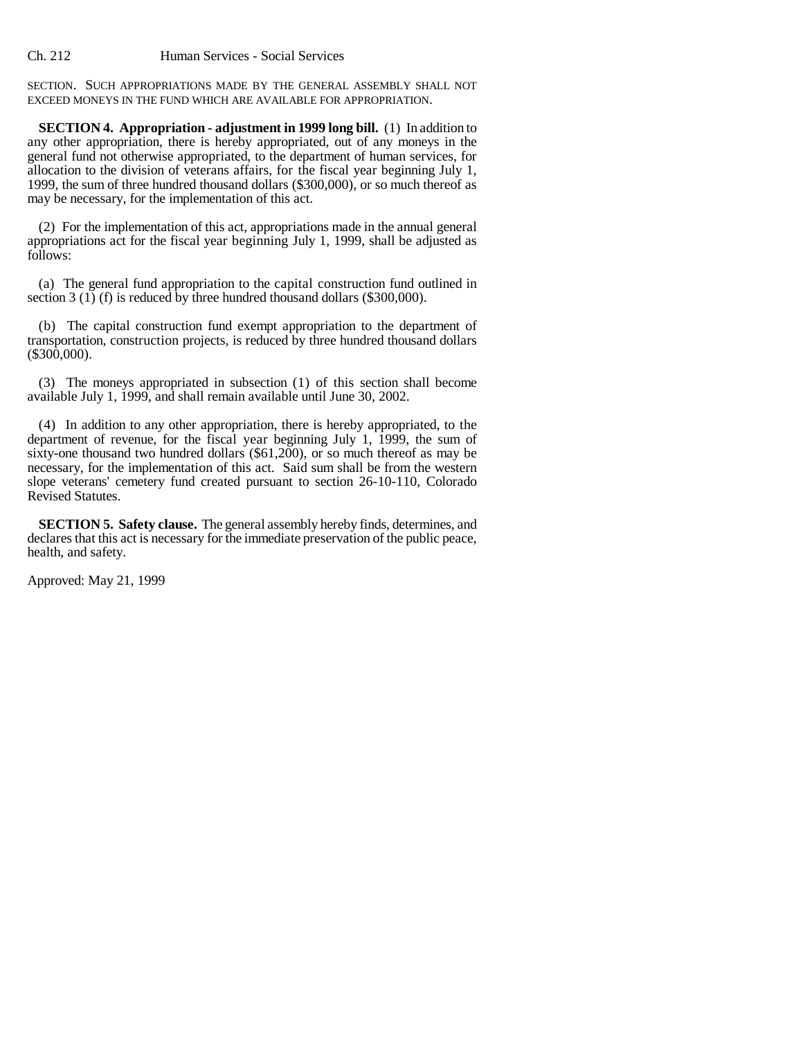SECTION. SUCH APPROPRIATIONS MADE BY THE GENERAL ASSEMBLY SHALL NOT EXCEED MONEYS IN THE FUND WHICH ARE AVAILABLE FOR APPROPRIATION.

**SECTION 4. Appropriation - adjustment in 1999 long bill.** (1) In addition to any other appropriation, there is hereby appropriated, out of any moneys in the general fund not otherwise appropriated, to the department of human services, for allocation to the division of veterans affairs, for the fiscal year beginning July 1, 1999, the sum of three hundred thousand dollars ($300,000), or so much thereof as may be necessary, for the implementation of this act.

(2) For the implementation of this act, appropriations made in the annual general appropriations act for the fiscal year beginning July 1, 1999, shall be adjusted as follows:

(a) The general fund appropriation to the capital construction fund outlined in section 3 (1) (f) is reduced by three hundred thousand dollars ($300,000).

(b) The capital construction fund exempt appropriation to the department of transportation, construction projects, is reduced by three hundred thousand dollars ($300,000).

(3) The moneys appropriated in subsection (1) of this section shall become available July 1, 1999, and shall remain available until June 30, 2002.

(4) In addition to any other appropriation, there is hereby appropriated, to the department of revenue, for the fiscal year beginning July 1, 1999, the sum of sixty-one thousand two hundred dollars ($61,200), or so much thereof as may be necessary, for the implementation of this act. Said sum shall be from the western slope veterans' cemetery fund created pursuant to section 26-10-110, Colorado Revised Statutes.

**SECTION 5. Safety clause.** The general assembly hereby finds, determines, and declares that this act is necessary for the immediate preservation of the public peace, health, and safety.

Approved: May 21, 1999